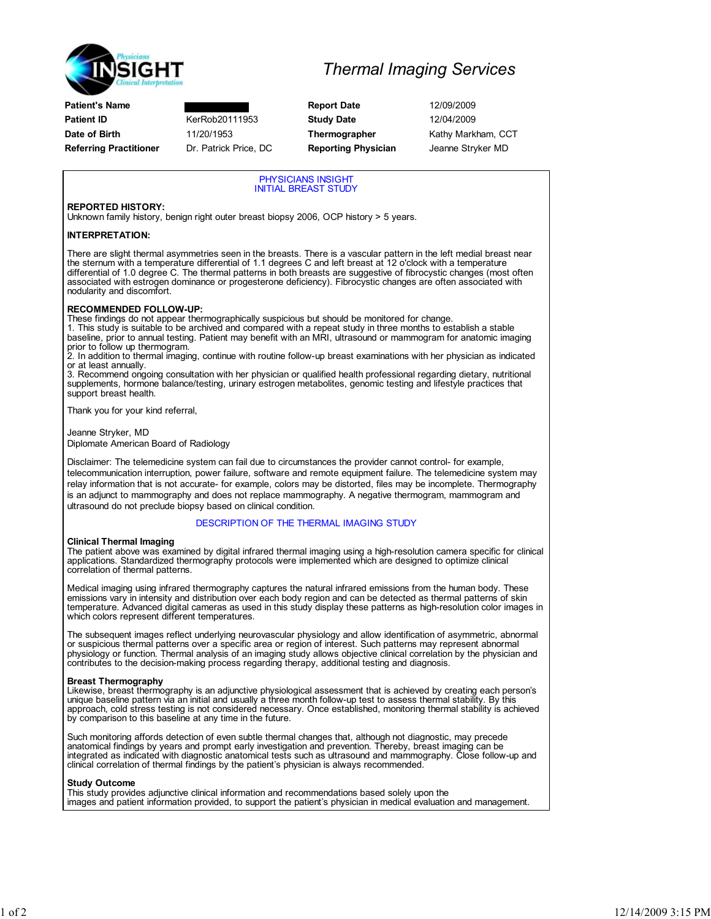# Thermal Imaging Services

| | | | |
|---|---|---|---|
| **Patient's Name** | | **Report Date** | 12/09/2009 |
| **Patient ID** | KerRob20111953 | **Study Date** | 12/04/2009 |
| **Date of Birth** | 11/20/1953 | **Thermographer** | Kathy Markham, CCT |
| **Referring Practitioner** | Dr. Patrick Price, DC | **Reporting Physician** | Jeanne Stryker MD |

## PHYSICIANS INSIGHT
## INITIAL BREAST STUDY

**REPORTED HISTORY:**
Unknown family history, benign right outer breast biopsy 2006, OCP history > 5 years.

**INTERPRETATION:**

There are slight thermal asymmetries seen in the breasts. There is a vascular pattern in the left medial breast near the sternum with a temperature differential of 1.1 degrees C and left breast at 12 o'clock with a temperature differential of 1.0 degree C. The thermal patterns in both breasts are suggestive of fibrocystic changes (most often associated with estrogen dominance or progesterone deficiency). Fibrocystic changes are often associated with nodularity and discomfort.

**RECOMMENDED FOLLOW-UP:**
These findings do not appear thermographically suspicious but should be monitored for change.
1. This study is suitable to be archived and compared with a repeat study in three months to establish a stable baseline, prior to annual testing. Patient may benefit with an MRI, ultrasound or mammogram for anatomic imaging prior to follow up thermogram.
2. In addition to thermal imaging, continue with routine follow-up breast examinations with her physician as indicated or at least annually.
3. Recommend ongoing consultation with her physician or qualified health professional regarding dietary, nutritional supplements, hormone balance/testing, urinary estrogen metabolites, genomic testing and lifestyle practices that support breast health.

Thank you for your kind referral,

Jeanne Stryker, MD
Diplomate American Board of Radiology

Disclaimer: The telemedicine system can fail due to circumstances the provider cannot control- for example, telecommunication interruption, power failure, software and remote equipment failure. The telemedicine system may relay information that is not accurate- for example, colors may be distorted, files may be incomplete. Thermography is an adjunct to mammography and does not replace mammography. A negative thermogram, mammogram and ultrasound do not preclude biopsy based on clinical condition.

## DESCRIPTION OF THE THERMAL IMAGING STUDY

**Clinical Thermal Imaging**
The patient above was examined by digital infrared thermal imaging using a high-resolution camera specific for clinical applications. Standardized thermography protocols were implemented which are designed to optimize clinical correlation of thermal patterns.

Medical imaging using infrared thermography captures the natural infrared emissions from the human body. These emissions vary in intensity and distribution over each body region and can be detected as thermal patterns of skin temperature. Advanced digital cameras as used in this study display these patterns as high-resolution color images in which colors represent different temperatures.

The subsequent images reflect underlying neurovascular physiology and allow identification of asymmetric, abnormal or suspicious thermal patterns over a specific area or region of interest. Such patterns may represent abnormal physiology or function. Thermal analysis of an imaging study allows objective clinical correlation by the physician and contributes to the decision-making process regarding therapy, additional testing and diagnosis.

**Breast Thermography**
Likewise, breast thermography is an adjunctive physiological assessment that is achieved by creating each person's unique baseline pattern via an initial and usually a three month follow-up test to assess thermal stability. By this approach, cold stress testing is not considered necessary. Once established, monitoring thermal stability is achieved by comparison to this baseline at any time in the future.

Such monitoring affords detection of even subtle thermal changes that, although not diagnostic, may precede anatomical findings by years and prompt early investigation and prevention. Thereby, breast imaging can be integrated as indicated with diagnostic anatomical tests such as ultrasound and mammography. Close follow-up and clinical correlation of thermal findings by the patient's physician is always recommended.

**Study Outcome**
This study provides adjunctive clinical information and recommendations based solely upon the images and patient information provided, to support the patient's physician in medical evaluation and management.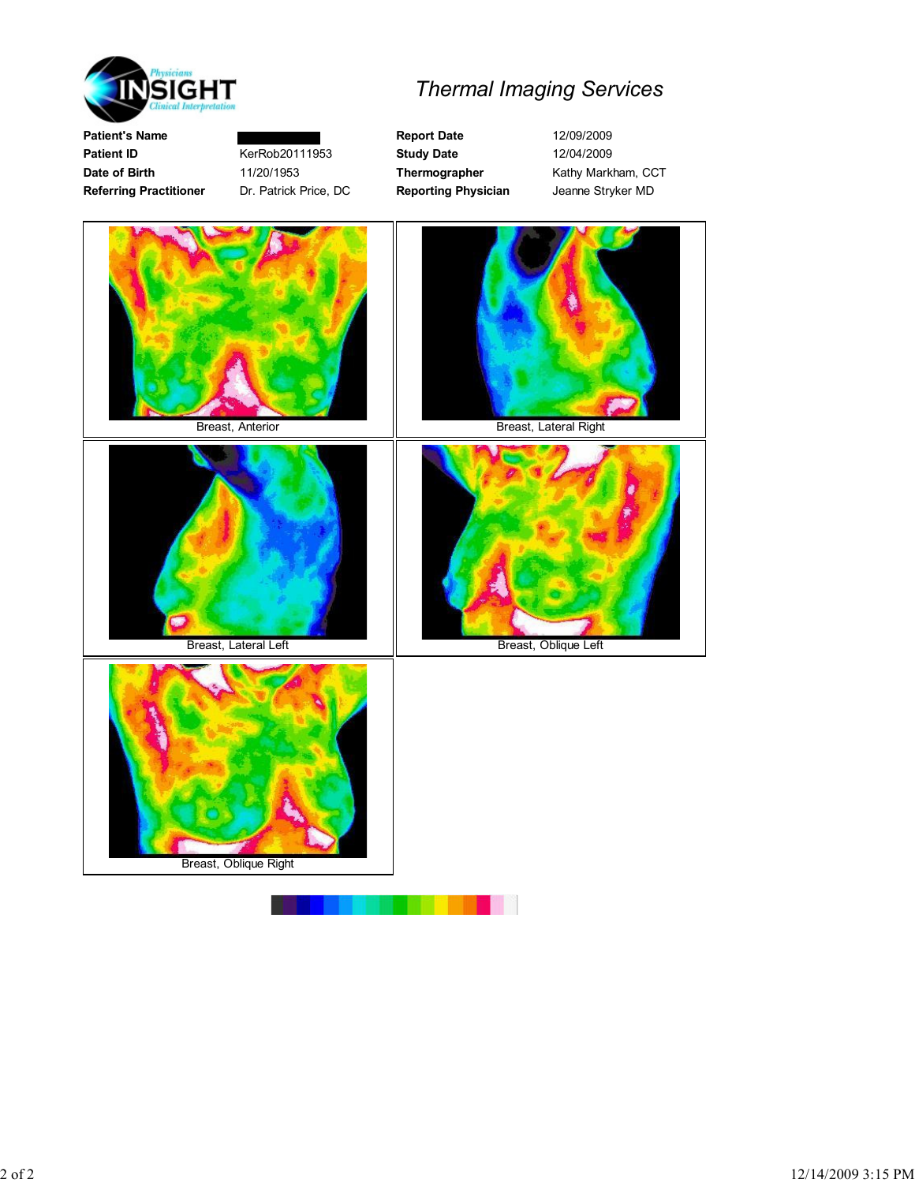Physicians INSIGHT Clinical Interpretation

# Thermal Imaging Services

| | | | |
|---|---|---|---|
| **Patient's Name** | | **Report Date** | 12/09/2009 |
| **Patient ID** | KerRob20111953 | **Study Date** | 12/04/2009 |
| **Date of Birth** | 11/20/1953 | **Thermographer** | Kathy Markham, CCT |
| **Referring Practitioner** | Dr. Patrick Price, DC | **Reporting Physician** | Jeanne Stryker MD |

Breast, Anterior

Breast, Lateral Right

Breast, Lateral Left

Breast, Oblique Left

Breast, Oblique Right